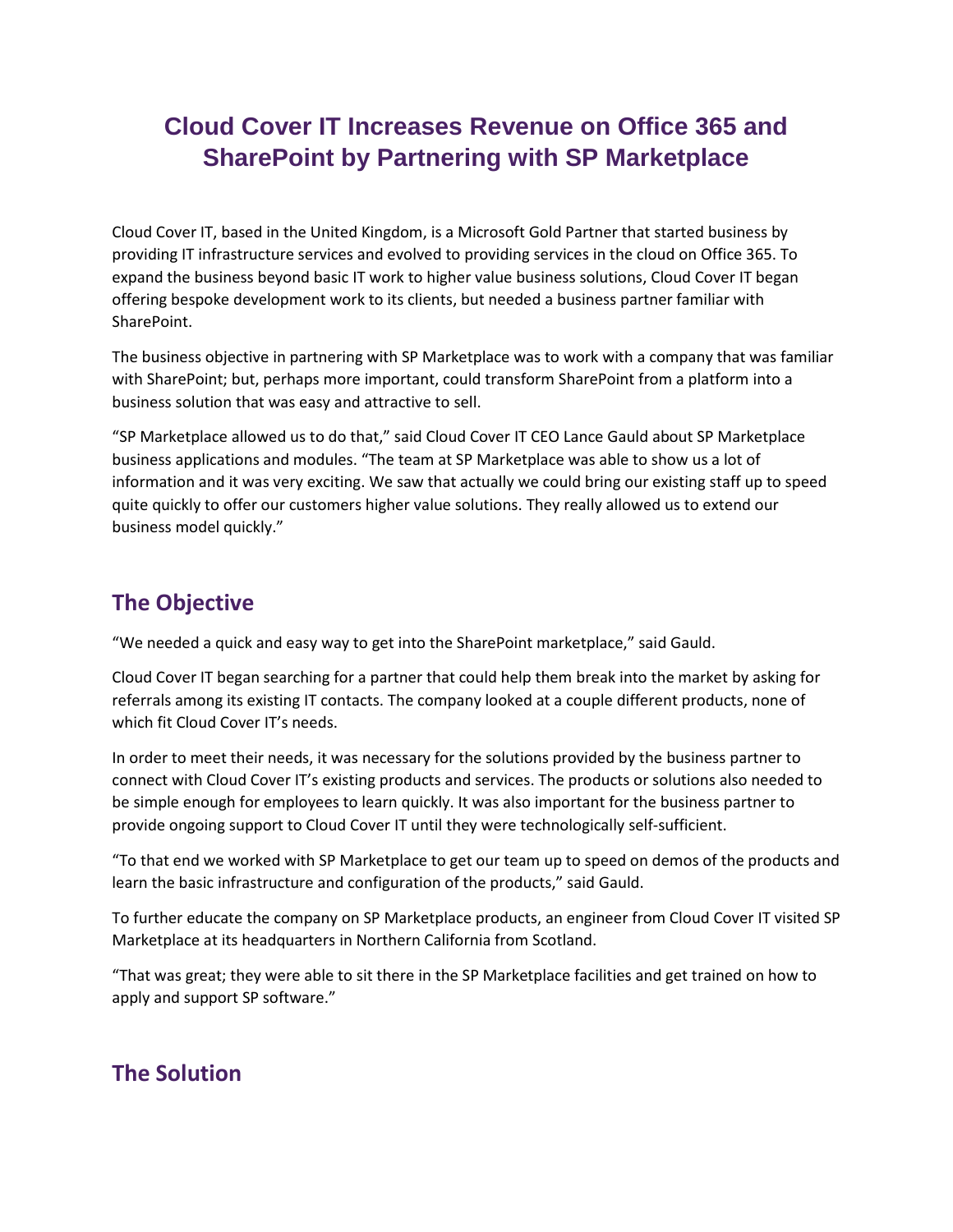# Cloud Cover IT Increases Revenue on Office 365 and SharePoint by Partnering with SP Marketplace

Cloud Cover IT, based in the United Kingdom, is a Microsoft Gold Partner that started business by providing IT infrastructure services and evolved to providing services in the cloud on Office 365. To expand the business beyond basic IT work to higher value business solutions, Cloud Cover IT began offering bespoke development work to its clients, but needed a business partner familiar with SharePoint.

The business objective in partnering with SP Marketplace was to work with a company that was familiar with SharePoint; but, perhaps more important, could transform SharePoint from a platform into a business solution that was easy and attractive to sell.

"SP Marketplace allowed us to do that," said Cloud Cover IT CEO Lance Gauld about SP Marketplace business applications and modules. "The team at SP Marketplace was able to show us a lot of information and it was very exciting. We saw that actually we could bring our existing staff up to speed quite quickly to offer our customers higher value solutions. They really allowed us to extend our business model quickly."

## The Objective

"We needed a quick and easy way to get into the SharePoint marketplace," said Gauld.

Cloud Cover IT began searching for a partner that could help them break into the market by asking for referrals among its existing IT contacts. The company looked at a couple different products, none of which fit Cloud Cover IT's needs.

In order to meet their needs, it was necessary for the solutions provided by the business partner to connect with Cloud Cover IT's existing products and services. The products or solutions also needed to be simple enough for employees to learn quickly. It was also important for the business partner to provide ongoing support to Cloud Cover IT until they were technologically self-sufficient.

"To that end we worked with SP Marketplace to get our team up to speed on demos of the products and learn the basic infrastructure and configuration of the products," said Gauld.

To further educate the company on SP Marketplace products, an engineer from Cloud Cover IT visited SP Marketplace at its headquarters in Northern California from Scotland.

"That was great; they were able to sit there in the SP Marketplace facilities and get trained on how to apply and support SP software."

## The Solution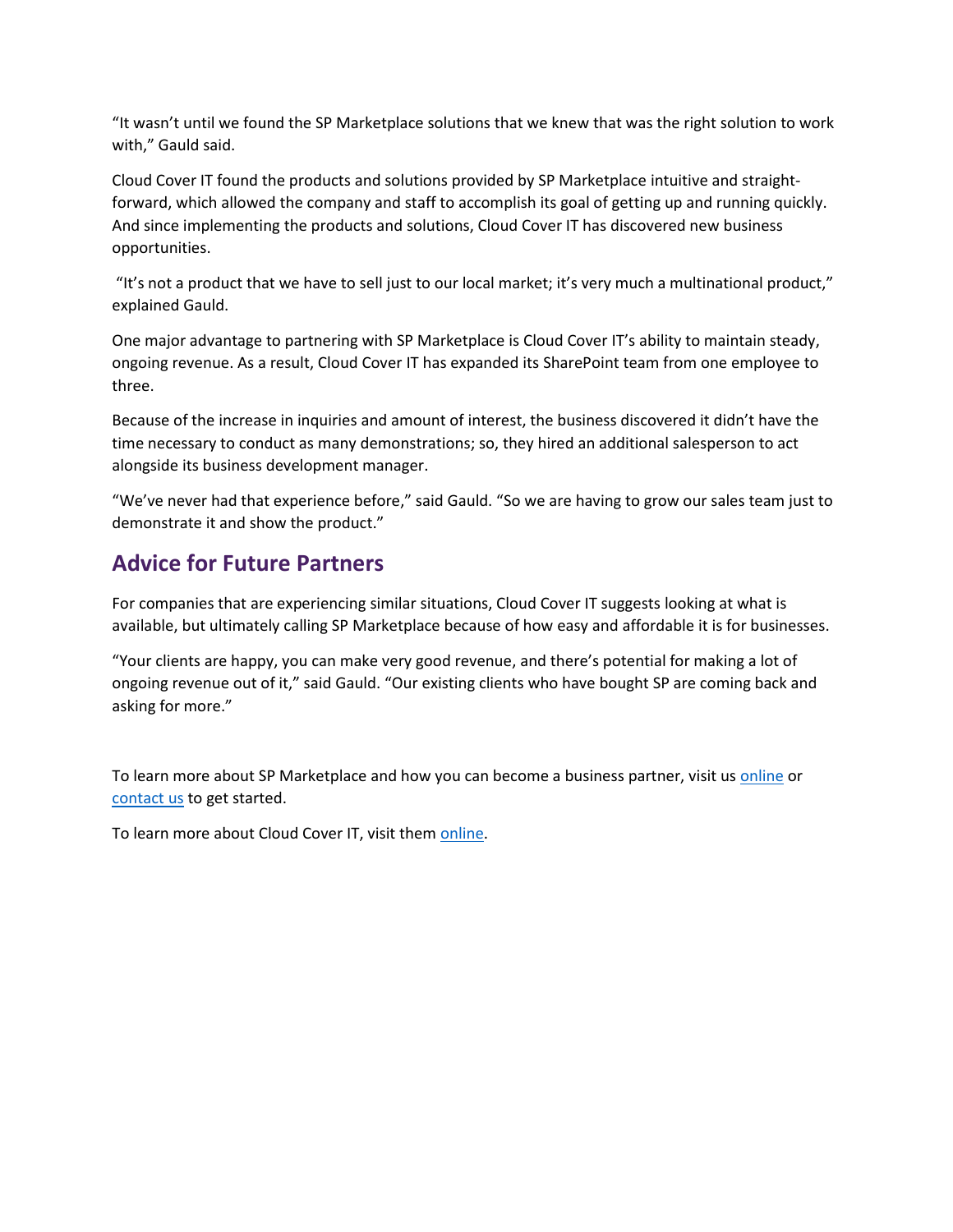"It wasn't until we found the SP Marketplace solutions that we knew that was the right solution to work with," Gauld said.

Cloud Cover IT found the products and solutions provided by SP Marketplace intuitive and straight-forward, which allowed the company and staff to accomplish its goal of getting up and running quickly. And since implementing the products and solutions, Cloud Cover IT has discovered new business opportunities.

"It's not a product that we have to sell just to our local market; it's very much a multinational product," explained Gauld.

One major advantage to partnering with SP Marketplace is Cloud Cover IT's ability to maintain steady, ongoing revenue. As a result, Cloud Cover IT has expanded its SharePoint team from one employee to three.

Because of the increase in inquiries and amount of interest, the business discovered it didn't have the time necessary to conduct as many demonstrations; so, they hired an additional salesperson to act alongside its business development manager.

"We've never had that experience before," said Gauld. "So we are having to grow our sales team just to demonstrate it and show the product."

## Advice for Future Partners

For companies that are experiencing similar situations, Cloud Cover IT suggests looking at what is available, but ultimately calling SP Marketplace because of how easy and affordable it is for businesses.

"Your clients are happy, you can make very good revenue, and there's potential for making a lot of ongoing revenue out of it," said Gauld. "Our existing clients who have bought SP are coming back and asking for more."

To learn more about SP Marketplace and how you can become a business partner, visit us online or contact us to get started.

To learn more about Cloud Cover IT, visit them online.